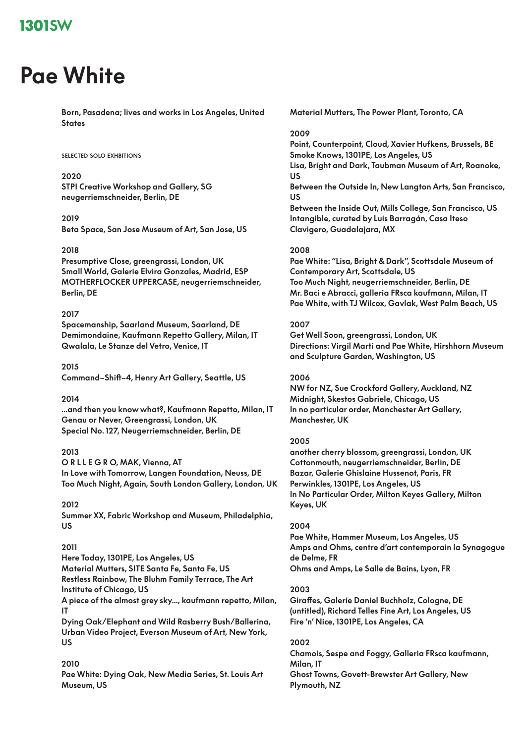# Pae White

Born, Pasadena; lives and works in Los Angeles, United States

SELECTED SOLO EXHBITIONS

**2020**
STPI Creative Workshop and Gallery, SG
neugerriemschneider, Berlin, DE

**2019**
Beta Space, San Jose Museum of Art, San Jose, US

**2018**
Presumptive Close, greengrassi, London, UK
Small World, Galerie Elvira Gonzales, Madrid, ESP
MOTHERFLOCKER UPPERCASE, neugerriemschneider, Berlin, DE

**2017**
Spacemanship, Saarland Museum, Saarland, DE
Demimondaine, Kaufmann Repetto Gallery, Milan, IT
Qwalala, Le Stanze del Vetro, Venice, IT

**2015**
Command–Shift–4, Henry Art Gallery, Seattle, US

**2014**
...and then you know what?, Kaufmann Repetto, Milan, IT
Genau or Never, Greengrassi, London, UK
Special No. 127, Neugerriemschneider, Berlin, DE

**2013**
O R L L E G R O, MAK, Vienna, AT
In Love with Tomorrow, Langen Foundation, Neuss, DE
Too Much Night, Again, South London Gallery, London, UK

**2012**
Summer XX, Fabric Workshop and Museum, Philadelphia, US

**2011**
Here Today, 1301PE, Los Angeles, US
Material Mutters, SITE Santa Fe, Santa Fe, US
Restless Rainbow, The Bluhm Family Terrace, The Art Institute of Chicago, US
A piece of the almost grey sky..., kaufmann repetto, Milan, IT
Dying Oak/Elephant and Wild Rasberry Bush/Ballerina, Urban Video Project, Everson Museum of Art, New York, US

**2010**
Pae White: Dying Oak, New Media Series, St. Louis Art Museum, US
Material Mutters, The Power Plant, Toronto, CA

**2009**
Point, Counterpoint, Cloud, Xavier Hufkens, Brussels, BE
Smoke Knows, 1301PE, Los Angeles, US
Lisa, Bright and Dark, Taubman Museum of Art, Roanoke, US
Between the Outside In, New Langton Arts, San Francisco, US
Between the Inside Out, Mills College, San Francisco, US
Intangible, curated by Luis Barragán, Casa Iteso Clavigero, Guadalajara, MX

**2008**
Pae White: "Lisa, Bright & Dark", Scottsdale Museum of Contemporary Art, Scottsdale, US
Too Much Night, neugerriemschneider, Berlin, DE
Mr. Baci e Abracci, galleria FRsca kaufmann, Milan, IT
Pae White, with TJ Wilcox, Gavlak, West Palm Beach, US

**2007**
Get Well Soon, greengrassi, London, UK
Directions: Virgil Marti and Pae White, Hirshhorn Museum and Sculpture Garden, Washington, US

**2006**
NW for NZ, Sue Crockford Gallery, Auckland, NZ
Midnight, Skestos Gabriele, Chicago, US
In no particular order, Manchester Art Gallery, Manchester, UK

**2005**
another cherry blossom, greengrassi, London, UK
Cottonmouth, neugerriemschneider, Berlin, DE
Bazar, Galerie Ghislaine Hussenot, Paris, FR
Perwinkles, 1301PE, Los Angeles, US
In No Particular Order, Milton Keyes Gallery, Milton Keyes, UK

**2004**
Pae White, Hammer Museum, Los Angeles, US
Amps and Ohms, centre d'art contemporain la Synagogue de Delme, FR
Ohms and Amps, Le Salle de Bains, Lyon, FR

**2003**
Giraffes, Galerie Daniel Buchholz, Cologne, DE
(untitled), Richard Telles Fine Art, Los Angeles, US
Fire 'n' Nice, 1301PE, Los Angeles, CA

**2002**
Chamois, Sespe and Foggy, Galleria FRsca kaufmann, Milan, IT
Ghost Towns, Govett-Brewster Art Gallery, New Plymouth, NZ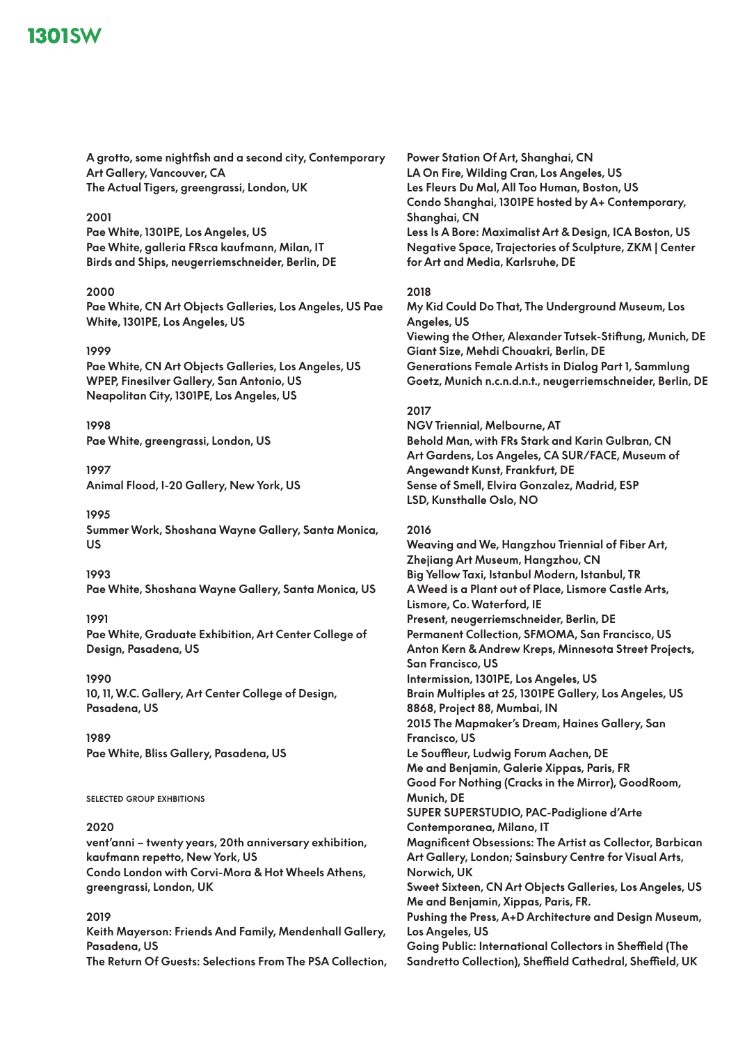A grotto, some nightfish and a second city, Contemporary Art Gallery, Vancouver, CA
The Actual Tigers, greengrassi, London, UK

2001
Pae White, 1301PE, Los Angeles, US
Pae White, galleria FRsca kaufmann, Milan, IT
Birds and Ships, neugerriemschneider, Berlin, DE

2000
Pae White, CN Art Objects Galleries, Los Angeles, US Pae White, 1301PE, Los Angeles, US

1999
Pae White, CN Art Objects Galleries, Los Angeles, US
WPEP, Finesilver Gallery, San Antonio, US
Neapolitan City, 1301PE, Los Angeles, US

1998
Pae White, greengrassi, London, US

1997
Animal Flood, I-20 Gallery, New York, US

1995
Summer Work, Shoshana Wayne Gallery, Santa Monica, US

1993
Pae White, Shoshana Wayne Gallery, Santa Monica, US

1991
Pae White, Graduate Exhibition, Art Center College of Design, Pasadena, US

1990
10, 11, W.C. Gallery, Art Center College of Design, Pasadena, US

1989
Pae White, Bliss Gallery, Pasadena, US

SELECTED GROUP EXHIBITIONS

2020
vent'anni – twenty years, 20th anniversary exhibition, kaufmann repetto, New York, US
Condo London with Corvi-Mora & Hot Wheels Athens, greengrassi, London, UK

2019
Keith Mayerson: Friends And Family, Mendenhall Gallery, Pasadena, US
The Return Of Guests: Selections From The PSA Collection, Power Station Of Art, Shanghai, CN
LA On Fire, Wilding Cran, Los Angeles, US
Les Fleurs Du Mal, All Too Human, Boston, US
Condo Shanghai, 1301PE hosted by A+ Contemporary, Shanghai, CN
Less Is A Bore: Maximalist Art & Design, ICA Boston, US
Negative Space, Trajectories of Sculpture, ZKM | Center for Art and Media, Karlsruhe, DE

2018
My Kid Could Do That, The Underground Museum, Los Angeles, US
Viewing the Other, Alexander Tutsek-Stiftung, Munich, DE
Giant Size, Mehdi Chouakri, Berlin, DE
Generations Female Artists in Dialog Part 1, Sammlung Goetz, Munich n.c.n.d.n.t., neugerriemschneider, Berlin, DE

2017
NGV Triennial, Melbourne, AT
Behold Man, with FRs Stark and Karin Gulbran, CN
Art Gardens, Los Angeles, CA SUR/FACE, Museum of Angewandt Kunst, Frankfurt, DE
Sense of Smell, Elvira Gonzalez, Madrid, ESP
LSD, Kunsthalle Oslo, NO

2016
Weaving and We, Hangzhou Triennial of Fiber Art, Zhejiang Art Museum, Hangzhou, CN
Big Yellow Taxi, Istanbul Modern, Istanbul, TR
A Weed is a Plant out of Place, Lismore Castle Arts, Lismore, Co. Waterford, IE
Present, neugerriemschneider, Berlin, DE
Permanent Collection, SFMOMA, San Francisco, US
Anton Kern & Andrew Kreps, Minnesota Street Projects, San Francisco, US
Intermission, 1301PE, Los Angeles, US
Brain Multiples at 25, 1301PE Gallery, Los Angeles, US
8868, Project 88, Mumbai, IN
2015 The Mapmaker's Dream, Haines Gallery, San Francisco, US
Le Souffleur, Ludwig Forum Aachen, DE
Me and Benjamin, Galerie Xippas, Paris, FR
Good For Nothing (Cracks in the Mirror), GoodRoom, Munich, DE
SUPER SUPERSTUDIO, PAC-Padiglione d'Arte Contemporanea, Milano, IT
Magnificent Obsessions: The Artist as Collector, Barbican Art Gallery, London; Sainsbury Centre for Visual Arts, Norwich, UK
Sweet Sixteen, CN Art Objects Galleries, Los Angeles, US
Me and Benjamin, Xippas, Paris, FR.
Pushing the Press, A+D Architecture and Design Museum, Los Angeles, US
Going Public: International Collectors in Sheffield (The Sandretto Collection), Sheffield Cathedral, Sheffield, UK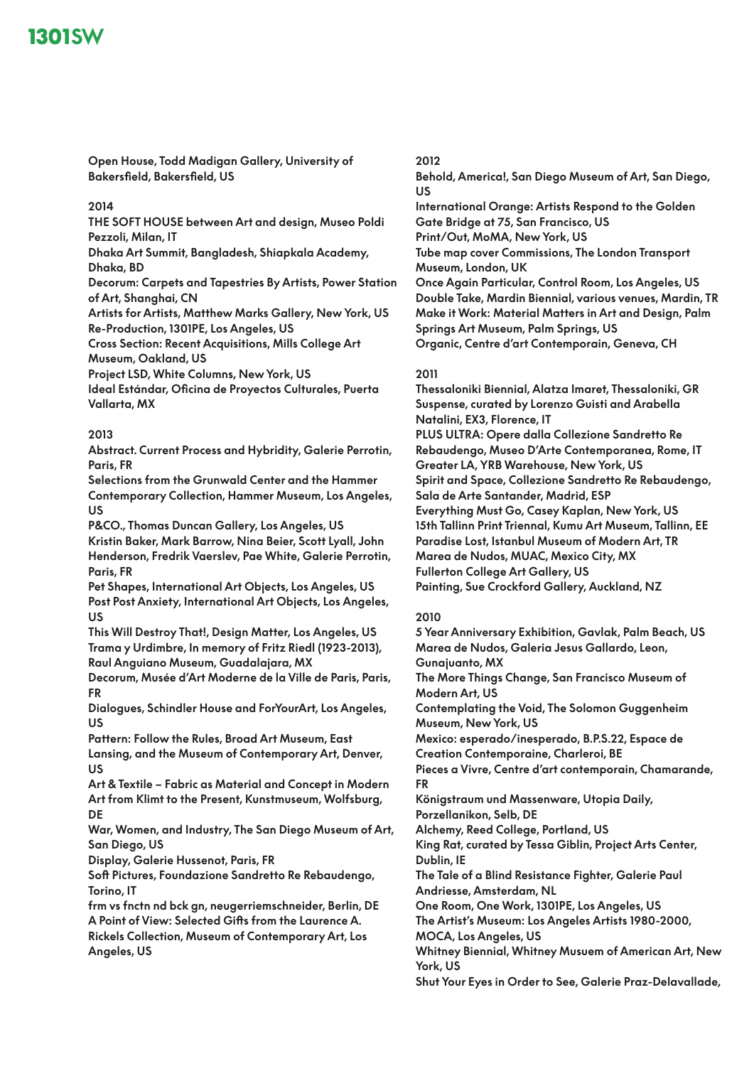Open House, Todd Madigan Gallery, University of Bakersfield, Bakersfield, US

**2014**

THE SOFT HOUSE between Art and design, Museo Poldi Pezzoli, Milan, IT
Dhaka Art Summit, Bangladesh, Shiapkala Academy, Dhaka, BD
Decorum: Carpets and Tapestries By Artists, Power Station of Art, Shanghai, CN
Artists for Artists, Matthew Marks Gallery, New York, US
Re-Production, 1301PE, Los Angeles, US
Cross Section: Recent Acquisitions, Mills College Art Museum, Oakland, US
Project LSD, White Columns, New York, US
Ideal Estándar, Oficina de Proyectos Culturales, Puerta Vallarta, MX

**2013**

Abstract. Current Process and Hybridity, Galerie Perrotin, Paris, FR
Selections from the Grunwald Center and the Hammer Contemporary Collection, Hammer Museum, Los Angeles, US
P&CO., Thomas Duncan Gallery, Los Angeles, US
Kristin Baker, Mark Barrow, Nina Beier, Scott Lyall, John Henderson, Fredrik Vaerslev, Pae White, Galerie Perrotin, Paris, FR
Pet Shapes, International Art Objects, Los Angeles, US
Post Post Anxiety, International Art Objects, Los Angeles, US
This Will Destroy That!, Design Matter, Los Angeles, US
Trama y Urdimbre, In memory of Fritz Riedl (1923-2013), Raul Anguiano Museum, Guadalajara, MX
Decorum, Musée d'Art Moderne de la Ville de Paris, Paris, FR
Dialogues, Schindler House and ForYourArt, Los Angeles, US
Pattern: Follow the Rules, Broad Art Museum, East Lansing, and the Museum of Contemporary Art, Denver, US
Art & Textile – Fabric as Material and Concept in Modern Art from Klimt to the Present, Kunstmuseum, Wolfsburg, DE
War, Women, and Industry, The San Diego Museum of Art, San Diego, US
Display, Galerie Hussenot, Paris, FR
Soft Pictures, Foundazione Sandretto Re Rebaudengo, Torino, IT
frm vs fnctn nd bck gn, neugerriemschneider, Berlin, DE
A Point of View: Selected Gifts from the Laurence A. Rickels Collection, Museum of Contemporary Art, Los Angeles, US

**2012**

Behold, America!, San Diego Museum of Art, San Diego, US
International Orange: Artists Respond to the Golden Gate Bridge at 75, San Francisco, US
Print/Out, MoMA, New York, US
Tube map cover Commissions, The London Transport Museum, London, UK
Once Again Particular, Control Room, Los Angeles, US
Double Take, Mardin Biennial, various venues, Mardin, TR
Make it Work: Material Matters in Art and Design, Palm Springs Art Museum, Palm Springs, US
Organic, Centre d'art Contemporain, Geneva, CH

**2011**

Thessaloniki Biennial, Alatza Imaret, Thessaloniki, GR
Suspense, curated by Lorenzo Guisti and Arabella Natalini, EX3, Florence, IT
PLUS ULTRA: Opere dalla Collezione Sandretto Re Rebaudengo, Museo D'Arte Contemporanea, Rome, IT
Greater LA, YRB Warehouse, New York, US
Spirit and Space, Collezione Sandretto Re Rebaudengo, Sala de Arte Santander, Madrid, ESP
Everything Must Go, Casey Kaplan, New York, US
15th Tallinn Print Triennal, Kumu Art Museum, Tallinn, EE
Paradise Lost, Istanbul Museum of Modern Art, TR
Marea de Nudos, MUAC, Mexico City, MX
Fullerton College Art Gallery, US
Painting, Sue Crockford Gallery, Auckland, NZ

**2010**

5 Year Anniversary Exhibition, Gavlak, Palm Beach, US
Marea de Nudos, Galeria Jesus Gallardo, Leon, Gunajuanto, MX
The More Things Change, San Francisco Museum of Modern Art, US
Contemplating the Void, The Solomon Guggenheim Museum, New York, US
Mexico: esperado/inesperado, B.P.S.22, Espace de Creation Contemporaine, Charleroi, BE
Pieces a Vivre, Centre d'art contemporain, Chamarande, FR
Königstraum und Massenware, Utopia Daily, Porzellanikon, Selb, DE
Alchemy, Reed College, Portland, US
King Rat, curated by Tessa Giblin, Project Arts Center, Dublin, IE
The Tale of a Blind Resistance Fighter, Galerie Paul Andriesse, Amsterdam, NL
One Room, One Work, 1301PE, Los Angeles, US
The Artist's Museum: Los Angeles Artists 1980-2000, MOCA, Los Angeles, US
Whitney Biennial, Whitney Musuem of American Art, New York, US
Shut Your Eyes in Order to See, Galerie Praz-Delavallade,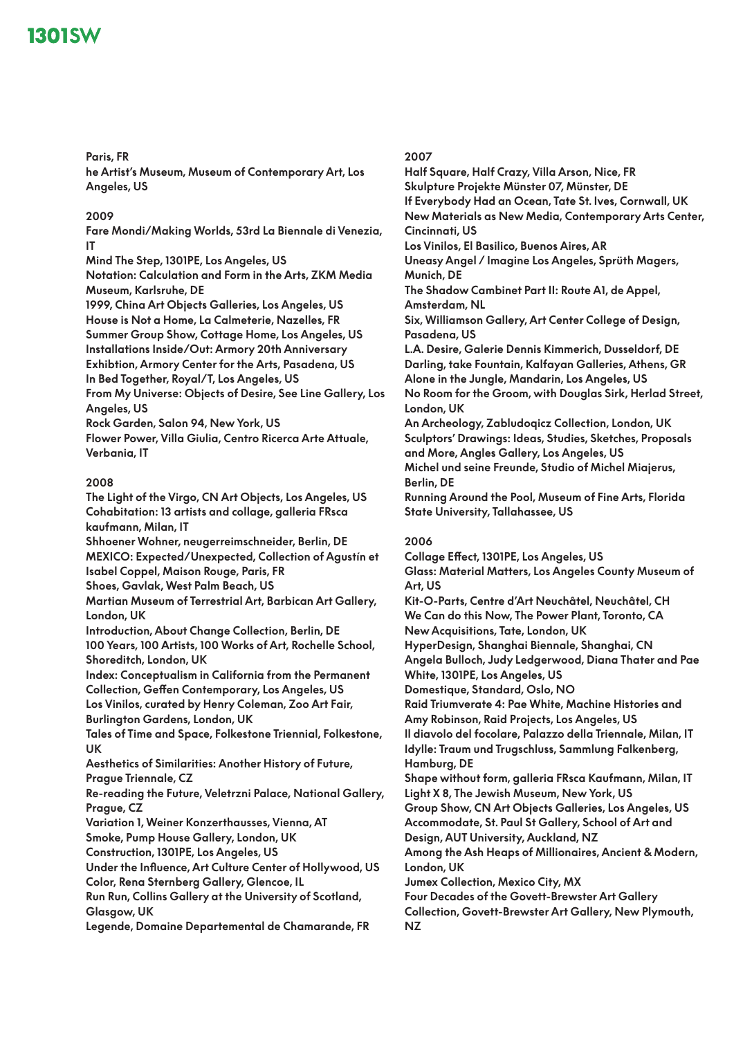Paris, FR
he Artist's Museum, Museum of Contemporary Art, Los Angeles, US

2009
Fare Mondi/Making Worlds, 53rd La Biennale di Venezia, IT
Mind The Step, 1301PE, Los Angeles, US
Notation: Calculation and Form in the Arts, ZKM Media Museum, Karlsruhe, DE
1999, China Art Objects Galleries, Los Angeles, US
House is Not a Home, La Calmeterie, Nazelles, FR
Summer Group Show, Cottage Home, Los Angeles, US
Installations Inside/Out: Armory 20th Anniversary Exhibtion, Armory Center for the Arts, Pasadena, US
In Bed Together, Royal/T, Los Angeles, US
From My Universe: Objects of Desire, See Line Gallery, Los Angeles, US
Rock Garden, Salon 94, New York, US
Flower Power, Villa Giulia, Centro Ricerca Arte Attuale, Verbania, IT

2008
The Light of the Virgo, CN Art Objects, Los Angeles, US
Cohabitation: 13 artists and collage, galleria FRsca kaufmann, Milan, IT
Shhoener Wohner, neugerreimschneider, Berlin, DE
MEXICO: Expected/Unexpected, Collection of Agustín et Isabel Coppel, Maison Rouge, Paris, FR
Shoes, Gavlak, West Palm Beach, US
Martian Museum of Terrestrial Art, Barbican Art Gallery, London, UK
Introduction, About Change Collection, Berlin, DE
100 Years, 100 Artists, 100 Works of Art, Rochelle School, Shoreditch, London, UK
Index: Conceptualism in California from the Permanent Collection, Geffen Contemporary, Los Angeles, US
Los Vinilos, curated by Henry Coleman, Zoo Art Fair, Burlington Gardens, London, UK
Tales of Time and Space, Folkestone Triennial, Folkestone, UK
Aesthetics of Similarities: Another History of Future, Prague Triennale, CZ
Re-reading the Future, Veletrzni Palace, National Gallery, Prague, CZ
Variation 1, Weiner Konzerthausses, Vienna, AT
Smoke, Pump House Gallery, London, UK
Construction, 1301PE, Los Angeles, US
Under the Influence, Art Culture Center of Hollywood, US
Color, Rena Sternberg Gallery, Glencoe, IL
Run Run, Collins Gallery at the University of Scotland, Glasgow, UK
Legende, Domaine Departemental de Chamarande, FR

2007
Half Square, Half Crazy, Villa Arson, Nice, FR
Skulpture Projekte Münster 07, Münster, DE
If Everybody Had an Ocean, Tate St. Ives, Cornwall, UK
New Materials as New Media, Contemporary Arts Center, Cincinnati, US
Los Vinilos, El Basilico, Buenos Aires, AR
Uneasy Angel / Imagine Los Angeles, Sprüth Magers, Munich, DE
The Shadow Cambinet Part II: Route A1, de Appel, Amsterdam, NL
Six, Williamson Gallery, Art Center College of Design, Pasadena, US
L.A. Desire, Galerie Dennis Kimmerich, Dusseldorf, DE
Darling, take Fountain, Kalfayan Galleries, Athens, GR
Alone in the Jungle, Mandarin, Los Angeles, US
No Room for the Groom, with Douglas Sirk, Herlad Street, London, UK
An Archeology, Zabludoqicz Collection, London, UK
Sculptors' Drawings: Ideas, Studies, Sketches, Proposals and More, Angles Gallery, Los Angeles, US
Michel und seine Freunde, Studio of Michel Miajerus, Berlin, DE
Running Around the Pool, Museum of Fine Arts, Florida State University, Tallahassee, US

2006
Collage Effect, 1301PE, Los Angeles, US
Glass: Material Matters, Los Angeles County Museum of Art, US
Kit-O-Parts, Centre d'Art Neuchâtel, Neuchâtel, CH
We Can do this Now, The Power Plant, Toronto, CA
New Acquisitions, Tate, London, UK
HyperDesign, Shanghai Biennale, Shanghai, CN
Angela Bulloch, Judy Ledgerwood, Diana Thater and Pae White, 1301PE, Los Angeles, US
Domestique, Standard, Oslo, NO
Raid Triumverate 4: Pae White, Machine Histories and Amy Robinson, Raid Projects, Los Angeles, US
Il diavolo del focolare, Palazzo della Triennale, Milan, IT
Idylle: Traum und Trugschluss, Sammlung Falkenberg, Hamburg, DE
Shape without form, galleria FRsca Kaufmann, Milan, IT
Light X 8, The Jewish Museum, New York, US
Group Show, CN Art Objects Galleries, Los Angeles, US
Accommodate, St. Paul St Gallery, School of Art and Design, AUT University, Auckland, NZ
Among the Ash Heaps of Millionaires, Ancient & Modern, London, UK
Jumex Collection, Mexico City, MX
Four Decades of the Govett-Brewster Art Gallery Collection, Govett-Brewster Art Gallery, New Plymouth, NZ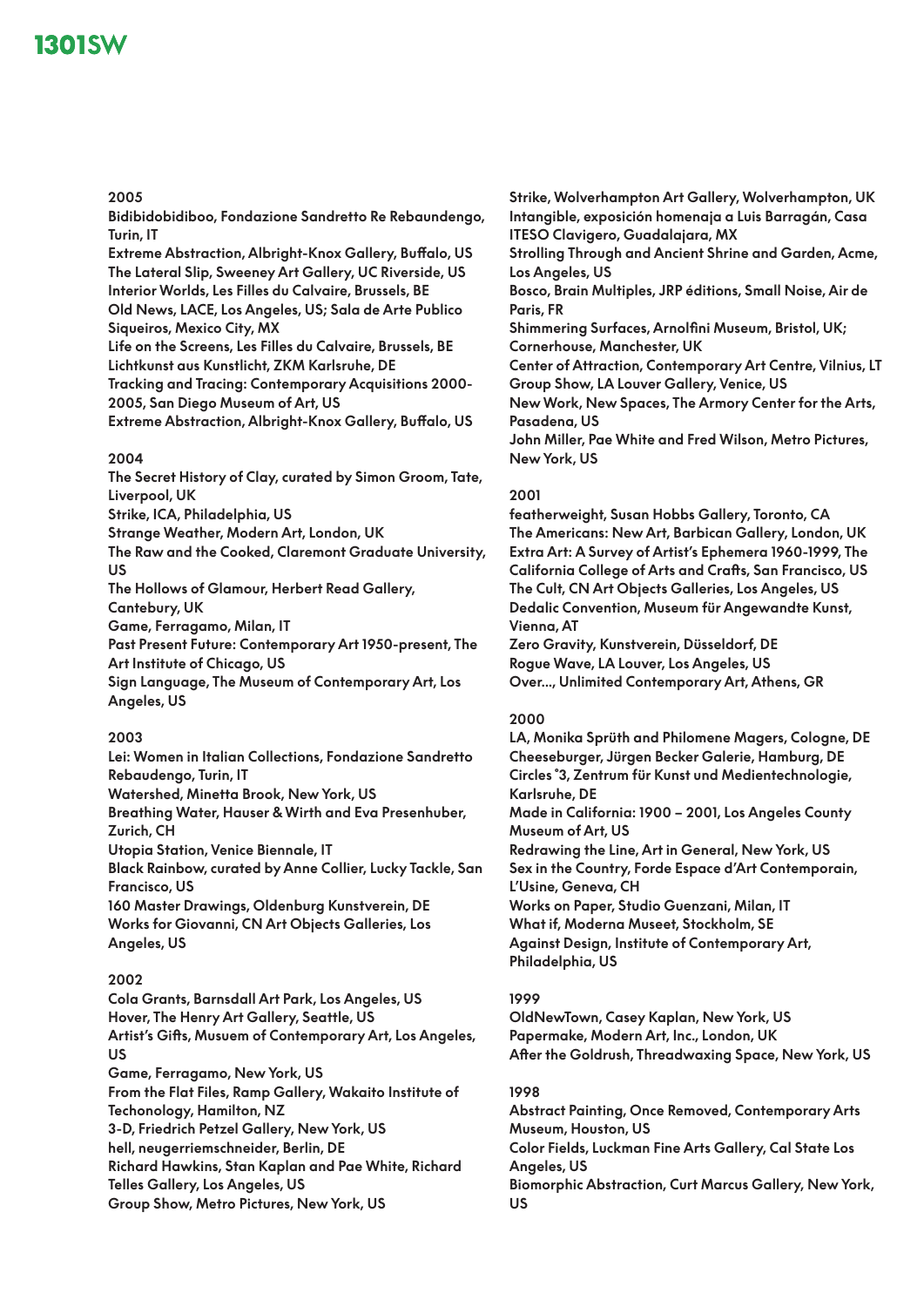## 2005

Bidibidobidiboo, Fondazione Sandretto Re Rebaundengo, Turin, IT
Extreme Abstraction, Albright-Knox Gallery, Buffalo, US
The Lateral Slip, Sweeney Art Gallery, UC Riverside, US
Interior Worlds, Les Filles du Calvaire, Brussels, BE
Old News, LACE, Los Angeles, US; Sala de Arte Publico Siqueiros, Mexico City, MX
Life on the Screens, Les Filles du Calvaire, Brussels, BE
Lichtkunst aus Kunstlicht, ZKM Karlsruhe, DE
Tracking and Tracing: Contemporary Acquisitions 2000-2005, San Diego Museum of Art, US
Extreme Abstraction, Albright-Knox Gallery, Buffalo, US

## 2004

The Secret History of Clay, curated by Simon Groom, Tate, Liverpool, UK
Strike, ICA, Philadelphia, US
Strange Weather, Modern Art, London, UK
The Raw and the Cooked, Claremont Graduate University, US
The Hollows of Glamour, Herbert Read Gallery, Cantebury, UK
Game, Ferragamo, Milan, IT
Past Present Future: Contemporary Art 1950-present, The Art Institute of Chicago, US
Sign Language, The Museum of Contemporary Art, Los Angeles, US

## 2003

Lei: Women in Italian Collections, Fondazione Sandretto Rebaudengo, Turin, IT
Watershed, Minetta Brook, New York, US
Breathing Water, Hauser & Wirth and Eva Presenhuber, Zurich, CH
Utopia Station, Venice Biennale, IT
Black Rainbow, curated by Anne Collier, Lucky Tackle, San Francisco, US
160 Master Drawings, Oldenburg Kunstverein, DE
Works for Giovanni, CN Art Objects Galleries, Los Angeles, US

## 2002

Cola Grants, Barnsdall Art Park, Los Angeles, US
Hover, The Henry Art Gallery, Seattle, US
Artist's Gifts, Musuem of Contemporary Art, Los Angeles, US
Game, Ferragamo, New York, US
From the Flat Files, Ramp Gallery, Wakaito Institute of Techonology, Hamilton, NZ
3-D, Friedrich Petzel Gallery, New York, US
hell, neugerriemschneider, Berlin, DE
Richard Hawkins, Stan Kaplan and Pae White, Richard Telles Gallery, Los Angeles, US
Group Show, Metro Pictures, New York, US
Strike, Wolverhampton Art Gallery, Wolverhampton, UK
Intangible, exposición homenaja a Luis Barragán, Casa ITESO Clavigero, Guadalajara, MX
Strolling Through and Ancient Shrine and Garden, Acme, Los Angeles, US
Bosco, Brain Multiples, JRP éditions, Small Noise, Air de Paris, FR
Shimmering Surfaces, Arnolfini Museum, Bristol, UK; Cornerhouse, Manchester, UK
Center of Attraction, Contemporary Art Centre, Vilnius, LT
Group Show, LA Louver Gallery, Venice, US
New Work, New Spaces, The Armory Center for the Arts, Pasadena, US
John Miller, Pae White and Fred Wilson, Metro Pictures, New York, US

## 2001

featherweight, Susan Hobbs Gallery, Toronto, CA
The Americans: New Art, Barbican Gallery, London, UK
Extra Art: A Survey of Artist's Ephemera 1960-1999, The California College of Arts and Crafts, San Francisco, US
The Cult, CN Art Objects Galleries, Los Angeles, US
Dedalic Convention, Museum für Angewandte Kunst, Vienna, AT
Zero Gravity, Kunstverein, Düsseldorf, DE
Rogue Wave, LA Louver, Los Angeles, US
Over..., Unlimited Contemporary Art, Athens, GR

## 2000

LA, Monika Sprüth and Philomene Magers, Cologne, DE
Cheeseburger, Jürgen Becker Galerie, Hamburg, DE
Circles °3, Zentrum für Kunst und Medientechnologie, Karlsruhe, DE
Made in California: 1900 – 2001, Los Angeles County Museum of Art, US
Redrawing the Line, Art in General, New York, US
Sex in the Country, Forde Espace d'Art Contemporain, L'Usine, Geneva, CH
Works on Paper, Studio Guenzani, Milan, IT
What if, Moderna Museet, Stockholm, SE
Against Design, Institute of Contemporary Art, Philadelphia, US

## 1999

OldNewTown, Casey Kaplan, New York, US
Papermake, Modern Art, Inc., London, UK
After the Goldrush, Threadwaxing Space, New York, US

## 1998

Abstract Painting, Once Removed, Contemporary Arts Museum, Houston, US
Color Fields, Luckman Fine Arts Gallery, Cal State Los Angeles, US
Biomorphic Abstraction, Curt Marcus Gallery, New York, US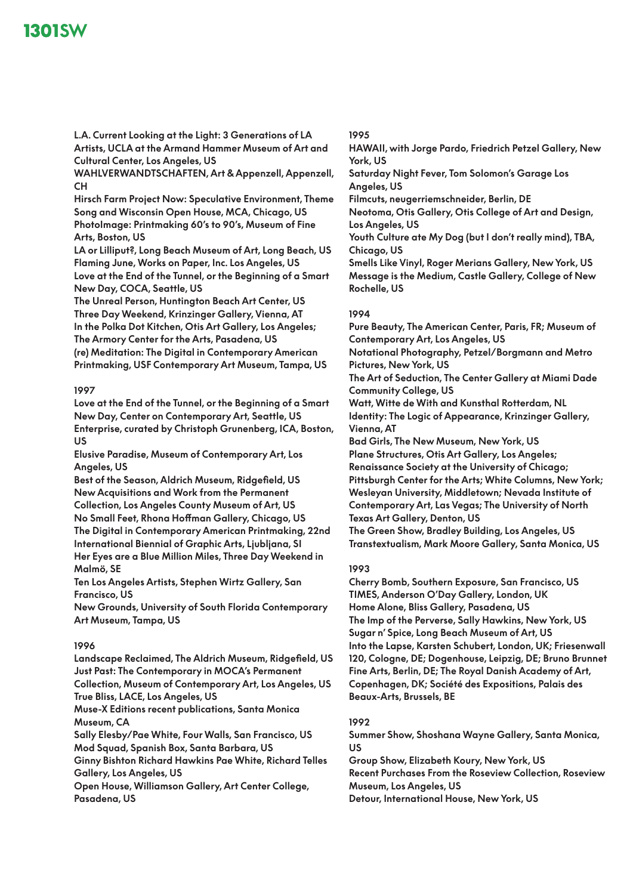L.A. Current Looking at the Light: 3 Generations of LA Artists, UCLA at the Armand Hammer Museum of Art and Cultural Center, Los Angeles, US
WAHLVERWANDTSCHAFTEN, Art & Appenzell, Appenzell, CH
Hirsch Farm Project Now: Speculative Environment, Theme Song and Wisconsin Open House, MCA, Chicago, US
PhotoImage: Printmaking 60's to 90's, Museum of Fine Arts, Boston, US
LA or Lilliput?, Long Beach Museum of Art, Long Beach, US
Flaming June, Works on Paper, Inc. Los Angeles, US
Love at the End of the Tunnel, or the Beginning of a Smart New Day, COCA, Seattle, US
The Unreal Person, Huntington Beach Art Center, US
Three Day Weekend, Krinzinger Gallery, Vienna, AT
In the Polka Dot Kitchen, Otis Art Gallery, Los Angeles; The Armory Center for the Arts, Pasadena, US
(re) Meditation: The Digital in Contemporary American Printmaking, USF Contemporary Art Museum, Tampa, US

1997
Love at the End of the Tunnel, or the Beginning of a Smart New Day, Center on Contemporary Art, Seattle, US
Enterprise, curated by Christoph Grunenberg, ICA, Boston, US
Elusive Paradise, Museum of Contemporary Art, Los Angeles, US
Best of the Season, Aldrich Museum, Ridgefield, US
New Acquisitions and Work from the Permanent Collection, Los Angeles County Museum of Art, US
No Small Feet, Rhona Hoffman Gallery, Chicago, US
The Digital in Contemporary American Printmaking, 22nd International Biennial of Graphic Arts, Ljubljana, SI
Her Eyes are a Blue Million Miles, Three Day Weekend in Malmö, SE
Ten Los Angeles Artists, Stephen Wirtz Gallery, San Francisco, US
New Grounds, University of South Florida Contemporary Art Museum, Tampa, US

1996
Landscape Reclaimed, The Aldrich Museum, Ridgefield, US
Just Past: The Contemporary in MOCA's Permanent Collection, Museum of Contemporary Art, Los Angeles, US
True Bliss, LACE, Los Angeles, US
Muse-X Editions recent publications, Santa Monica Museum, CA
Sally Elesby/Pae White, Four Walls, San Francisco, US
Mod Squad, Spanish Box, Santa Barbara, US
Ginny Bishton Richard Hawkins Pae White, Richard Telles Gallery, Los Angeles, US
Open House, Williamson Gallery, Art Center College, Pasadena, US

1995
HAWAII, with Jorge Pardo, Friedrich Petzel Gallery, New York, US
Saturday Night Fever, Tom Solomon's Garage Los Angeles, US
Filmcuts, neugerriemschneider, Berlin, DE
Neotoma, Otis Gallery, Otis College of Art and Design, Los Angeles, US
Youth Culture ate My Dog (but I don't really mind), TBA, Chicago, US
Smells Like Vinyl, Roger Merians Gallery, New York, US
Message is the Medium, Castle Gallery, College of New Rochelle, US

1994
Pure Beauty, The American Center, Paris, FR; Museum of Contemporary Art, Los Angeles, US
Notational Photography, Petzel/Borgmann and Metro Pictures, New York, US
The Art of Seduction, The Center Gallery at Miami Dade Community College, US
Watt, Witte de With and Kunsthal Rotterdam, NL
Identity: The Logic of Appearance, Krinzinger Gallery, Vienna, AT
Bad Girls, The New Museum, New York, US
Plane Structures, Otis Art Gallery, Los Angeles; Renaissance Society at the University of Chicago; Pittsburgh Center for the Arts; White Columns, New York; Wesleyan University, Middletown; Nevada Institute of Contemporary Art, Las Vegas; The University of North Texas Art Gallery, Denton, US
The Green Show, Bradley Building, Los Angeles, US
Transtextualism, Mark Moore Gallery, Santa Monica, US

1993
Cherry Bomb, Southern Exposure, San Francisco, US
TIMES, Anderson O'Day Gallery, London, UK
Home Alone, Bliss Gallery, Pasadena, US
The Imp of the Perverse, Sally Hawkins, New York, US
Sugar n' Spice, Long Beach Museum of Art, US
Into the Lapse, Karsten Schubert, London, UK; Friesenwall 120, Cologne, DE; Dogenhouse, Leipzig, DE; Bruno Brunnet Fine Arts, Berlin, DE; The Royal Danish Academy of Art, Copenhagen, DK; Société des Expositions, Palais des Beaux-Arts, Brussels, BE

1992
Summer Show, Shoshana Wayne Gallery, Santa Monica, US
Group Show, Elizabeth Koury, New York, US
Recent Purchases From the Roseview Collection, Roseview Museum, Los Angeles, US
Detour, International House, New York, US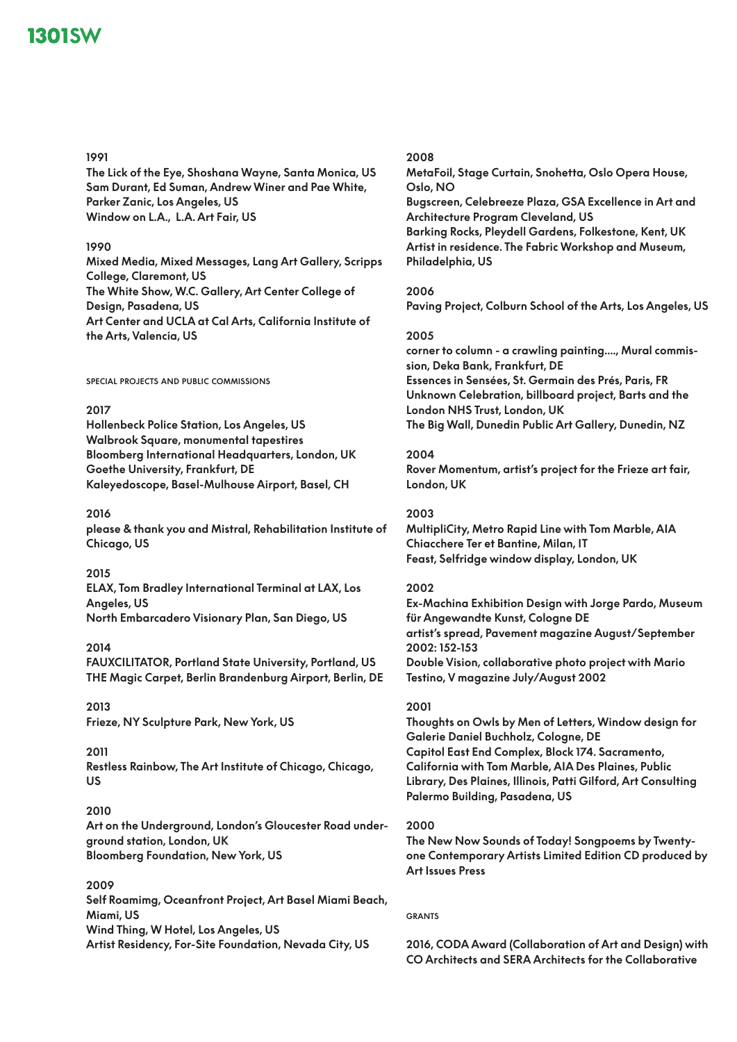**1991**
The Lick of the Eye, Shoshana Wayne, Santa Monica, US
Sam Durant, Ed Suman, Andrew Winer and Pae White, Parker Zanic, Los Angeles, US
Window on L.A., L.A. Art Fair, US

**1990**
Mixed Media, Mixed Messages, Lang Art Gallery, Scripps College, Claremont, US
The White Show, W.C. Gallery, Art Center College of Design, Pasadena, US
Art Center and UCLA at Cal Arts, California Institute of the Arts, Valencia, US

## SPECIAL PROJECTS AND PUBLIC COMMISSIONS

**2017**
Hollenbeck Police Station, Los Angeles, US
Walbrook Square, monumental tapestires
Bloomberg International Headquarters, London, UK
Goethe University, Frankfurt, DE
Kaleyedoscope, Basel-Mulhouse Airport, Basel, CH

**2016**
please & thank you and Mistral, Rehabilitation Institute of Chicago, US

**2015**
ELAX, Tom Bradley International Terminal at LAX, Los Angeles, US
North Embarcadero Visionary Plan, San Diego, US

**2014**
FAUXCILITATOR, Portland State University, Portland, US
THE Magic Carpet, Berlin Brandenburg Airport, Berlin, DE

**2013**
Frieze, NY Sculpture Park, New York, US

**2011**
Restless Rainbow, The Art Institute of Chicago, Chicago, US

**2010**
Art on the Underground, London's Gloucester Road underground station, London, UK
Bloomberg Foundation, New York, US

**2009**
Self Roamimg, Oceanfront Project, Art Basel Miami Beach, Miami, US
Wind Thing, W Hotel, Los Angeles, US
Artist Residency, For-Site Foundation, Nevada City, US

**2008**
MetaFoil, Stage Curtain, Snohetta, Oslo Opera House, Oslo, NO
Bugscreen, Celebreeze Plaza, GSA Excellence in Art and Architecture Program Cleveland, US
Barking Rocks, Pleydell Gardens, Folkestone, Kent, UK
Artist in residence. The Fabric Workshop and Museum, Philadelphia, US

**2006**
Paving Project, Colburn School of the Arts, Los Angeles, US

**2005**
corner to column - a crawling painting...., Mural commission, Deka Bank, Frankfurt, DE
Essences in Sensées, St. Germain des Prés, Paris, FR
Unknown Celebration, billboard project, Barts and the London NHS Trust, London, UK
The Big Wall, Dunedin Public Art Gallery, Dunedin, NZ

**2004**
Rover Momentum, artist's project for the Frieze art fair, London, UK

**2003**
MultipliCity, Metro Rapid Line with Tom Marble, AIA
Chiacchere Ter et Bantine, Milan, IT
Feast, Selfridge window display, London, UK

**2002**
Ex-Machina Exhibition Design with Jorge Pardo, Museum für Angewandte Kunst, Cologne DE
artist's spread, Pavement magazine August/September 2002: 152-153
Double Vision, collaborative photo project with Mario Testino, V magazine July/August 2002

**2001**
Thoughts on Owls by Men of Letters, Window design for Galerie Daniel Buchholz, Cologne, DE
Capitol East End Complex, Block 174. Sacramento, California with Tom Marble, AIA Des Plaines, Public Library, Des Plaines, Illinois, Patti Gilford, Art Consulting Palermo Building, Pasadena, US

**2000**
The New Now Sounds of Today! Songpoems by Twenty-one Contemporary Artists Limited Edition CD produced by Art Issues Press

## GRANTS

2016, CODA Award (Collaboration of Art and Design) with CO Architects and SERA Architects for the Collaborative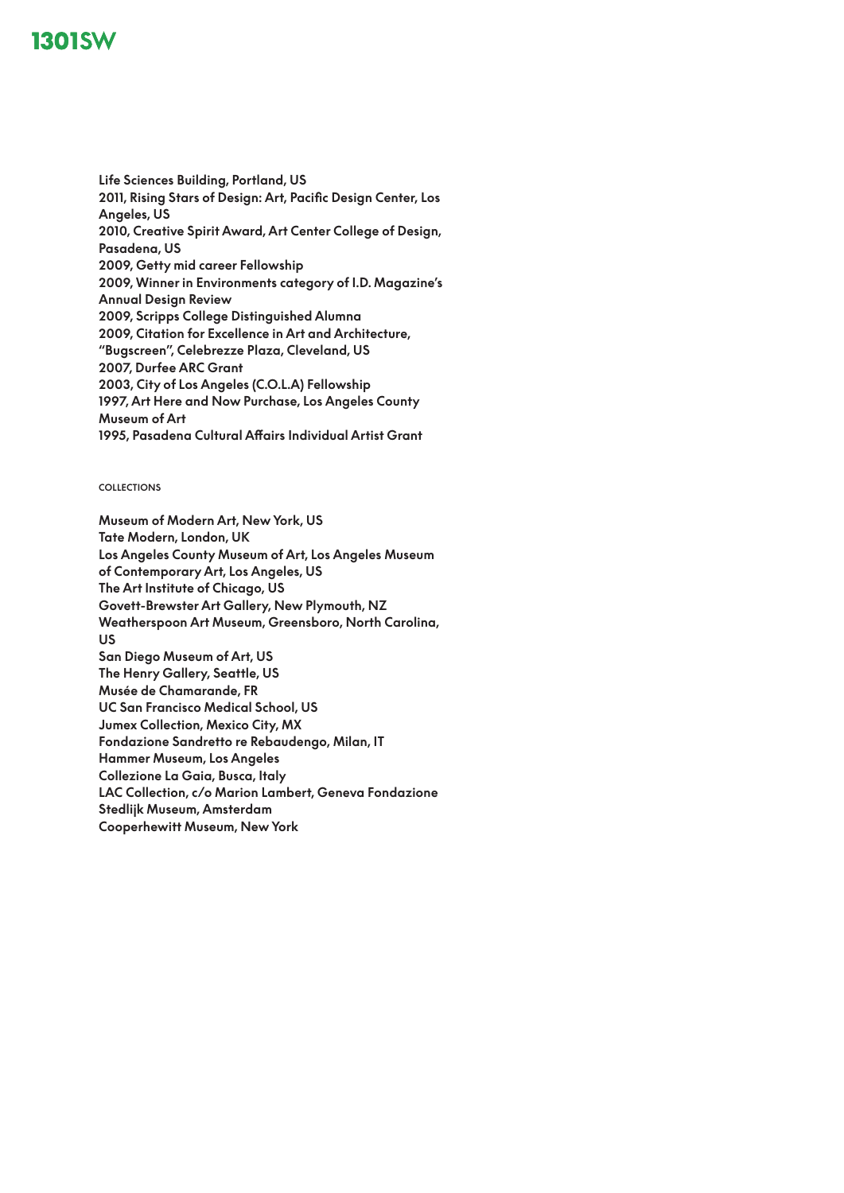Life Sciences Building, Portland, US
2011, Rising Stars of Design: Art, Pacific Design Center, Los Angeles, US
2010, Creative Spirit Award, Art Center College of Design, Pasadena, US
2009, Getty mid career Fellowship
2009, Winner in Environments category of I.D. Magazine's Annual Design Review
2009, Scripps College Distinguished Alumna
2009, Citation for Excellence in Art and Architecture, "Bugscreen", Celebrezze Plaza, Cleveland, US
2007, Durfee ARC Grant
2003, City of Los Angeles (C.O.L.A) Fellowship
1997, Art Here and Now Purchase, Los Angeles County Museum of Art
1995, Pasadena Cultural Affairs Individual Artist Grant

COLLECTIONS

Museum of Modern Art, New York, US
Tate Modern, London, UK
Los Angeles County Museum of Art, Los Angeles Museum of Contemporary Art, Los Angeles, US
The Art Institute of Chicago, US
Govett-Brewster Art Gallery, New Plymouth, NZ
Weatherspoon Art Museum, Greensboro, North Carolina, US
San Diego Museum of Art, US
The Henry Gallery, Seattle, US
Musée de Chamarande, FR
UC San Francisco Medical School, US
Jumex Collection, Mexico City, MX
Fondazione Sandretto re Rebaudengo, Milan, IT
Hammer Museum, Los Angeles
Collezione La Gaia, Busca, Italy
LAC Collection, c/o Marion Lambert, Geneva Fondazione
Stedlijk Museum, Amsterdam
Cooperhewitt Museum, New York